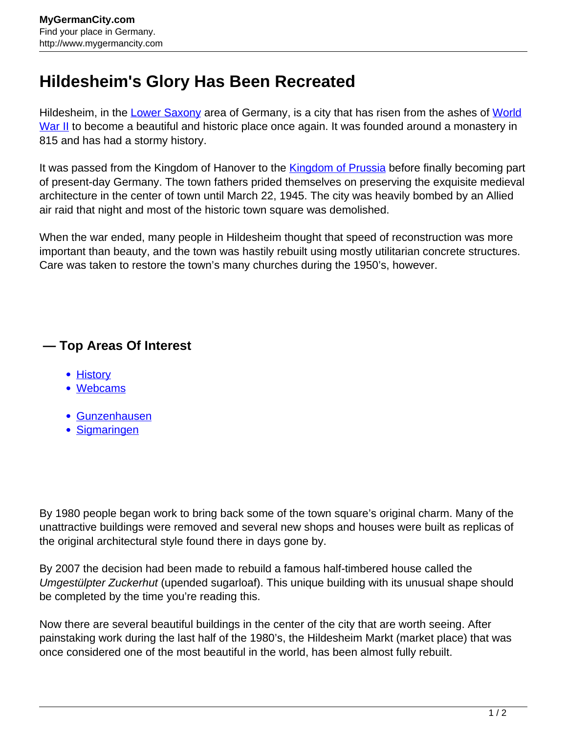# Hildesheim's Glory Has Been Recreated

Hildesheim, in the Lower Saxony area of Germany, is a city that has risen from the ashes of World War II to become a beautiful and historic place once again. It was founded around a monastery in 815 and has had a stormy history.

It was passed from the Kingdom of Hanover to the Kingdom of Prussia before finally becoming part of present-day Germany. The town fathers prided themselves on preserving the exquisite medieval architecture in the center of town until March 22, 1945. The city was heavily bombed by an Allied air raid that night and most of the historic town square was demolished.

When the war ended, many people in Hildesheim thought that speed of reconstruction was more important than beauty, and the town was hastily rebuilt using mostly utilitarian concrete structures. Care was taken to restore the town's many churches during the 1950's, however.

## — Top Areas Of Interest

- History
- Webcams

- Gunzenhausen
- Sigmaringen

By 1980 people began work to bring back some of the town square's original charm. Many of the unattractive buildings were removed and several new shops and houses were built as replicas of the original architectural style found there in days gone by.

By 2007 the decision had been made to rebuild a famous half-timbered house called the *Umgestülpter Zuckerhut* (upended sugarloaf). This unique building with its unusual shape should be completed by the time you're reading this.

Now there are several beautiful buildings in the center of the city that are worth seeing. After painstaking work during the last half of the 1980's, the Hildesheim Markt (market place) that was once considered one of the most beautiful in the world, has been almost fully rebuilt.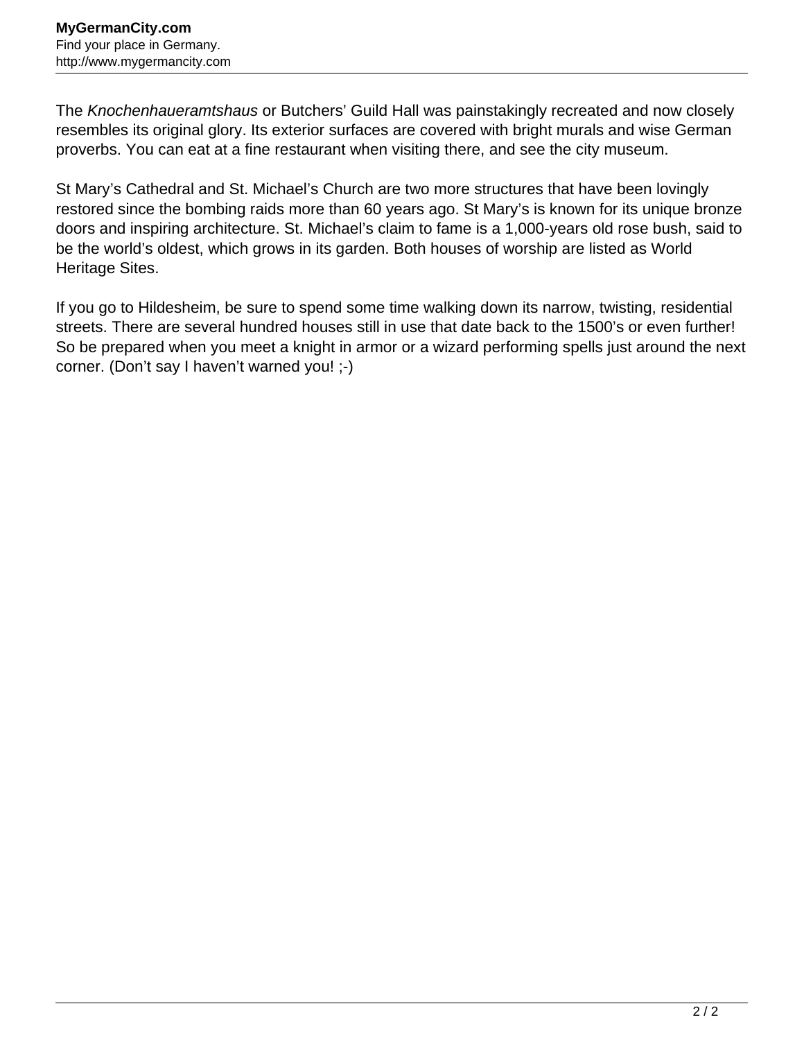The *Knochenhaueramtshaus* or Butchers' Guild Hall was painstakingly recreated and now closely resembles its original glory. Its exterior surfaces are covered with bright murals and wise German proverbs. You can eat at a fine restaurant when visiting there, and see the city museum.

St Mary's Cathedral and St. Michael's Church are two more structures that have been lovingly restored since the bombing raids more than 60 years ago. St Mary's is known for its unique bronze doors and inspiring architecture. St. Michael's claim to fame is a 1,000-years old rose bush, said to be the world's oldest, which grows in its garden. Both houses of worship are listed as World Heritage Sites.

If you go to Hildesheim, be sure to spend some time walking down its narrow, twisting, residential streets. There are several hundred houses still in use that date back to the 1500's or even further! So be prepared when you meet a knight in armor or a wizard performing spells just around the next corner. (Don't say I haven't warned you! ;-)